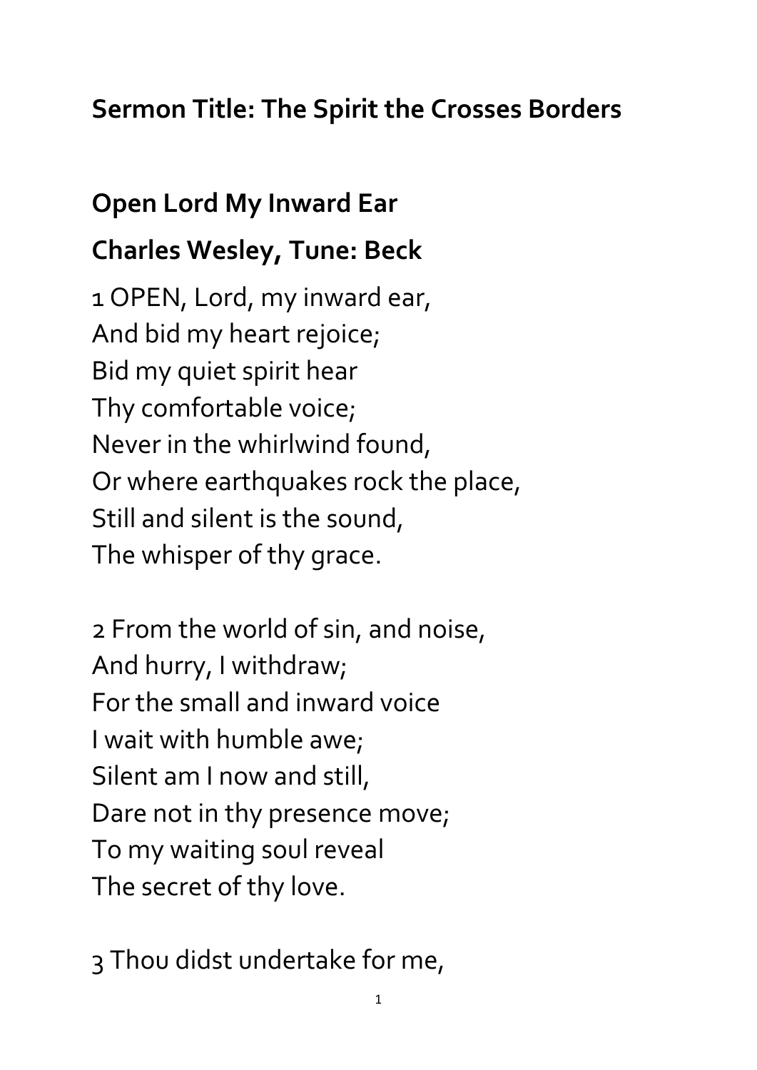**Sermon Title: The Spirit the Crosses Borders**

**Open Lord My Inward Ear**

**Charles Wesley, Tune: Beck**

1 OPEN, Lord, my inward ear,
And bid my heart rejoice;
Bid my quiet spirit hear
Thy comfortable voice;
Never in the whirlwind found,
Or where earthquakes rock the place,
Still and silent is the sound,
The whisper of thy grace.

2 From the world of sin, and noise,
And hurry, I withdraw;
For the small and inward voice
I wait with humble awe;
Silent am I now and still,
Dare not in thy presence move;
To my waiting soul reveal
The secret of thy love.

3 Thou didst undertake for me,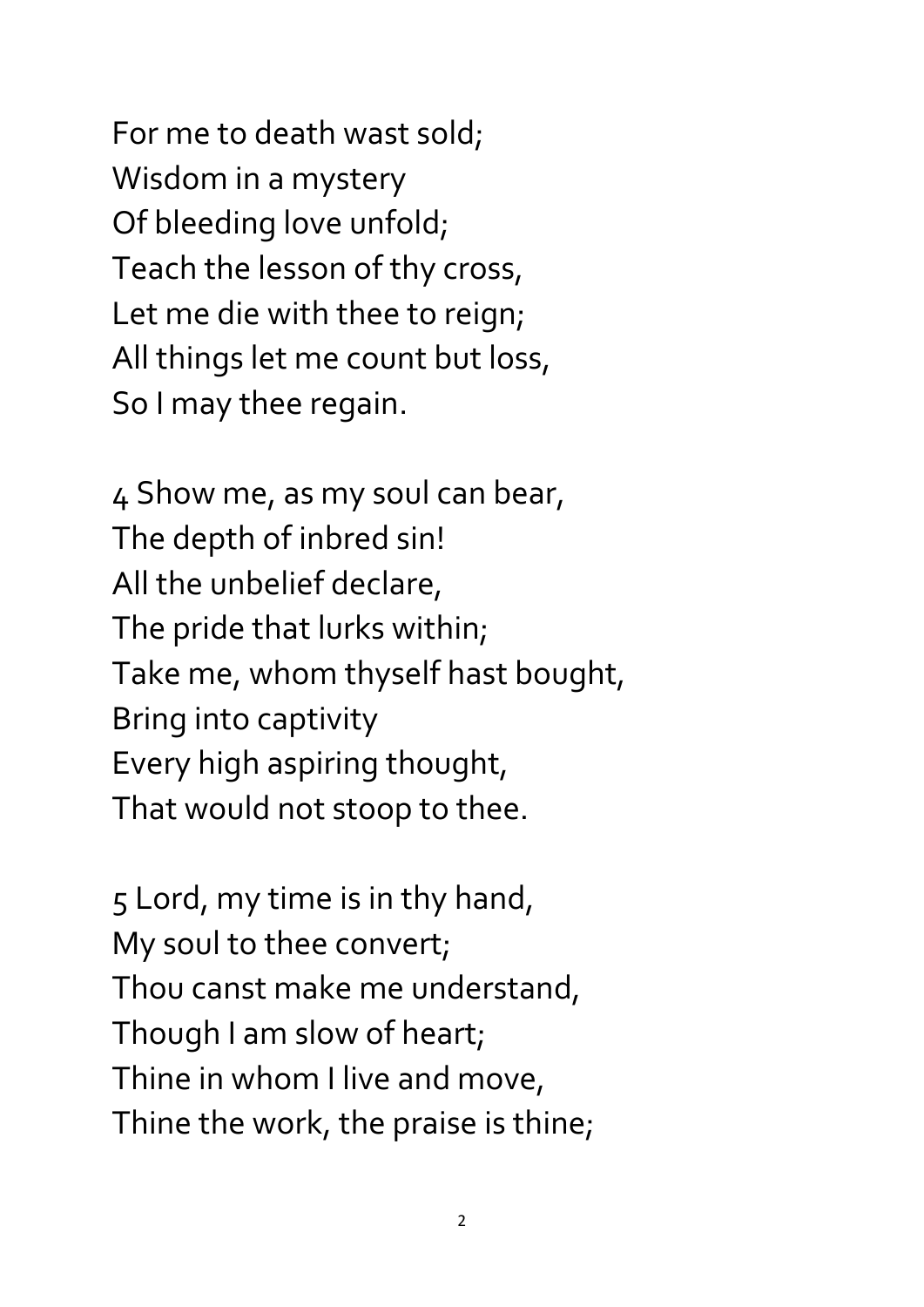For me to death wast sold;
Wisdom in a mystery
Of bleeding love unfold;
Teach the lesson of thy cross,
Let me die with thee to reign;
All things let me count but loss,
So I may thee regain.

4 Show me, as my soul can bear,
The depth of inbred sin!
All the unbelief declare,
The pride that lurks within;
Take me, whom thyself hast bought,
Bring into captivity
Every high aspiring thought,
That would not stoop to thee.

5 Lord, my time is in thy hand,
My soul to thee convert;
Thou canst make me understand,
Though I am slow of heart;
Thine in whom I live and move,
Thine the work, the praise is thine;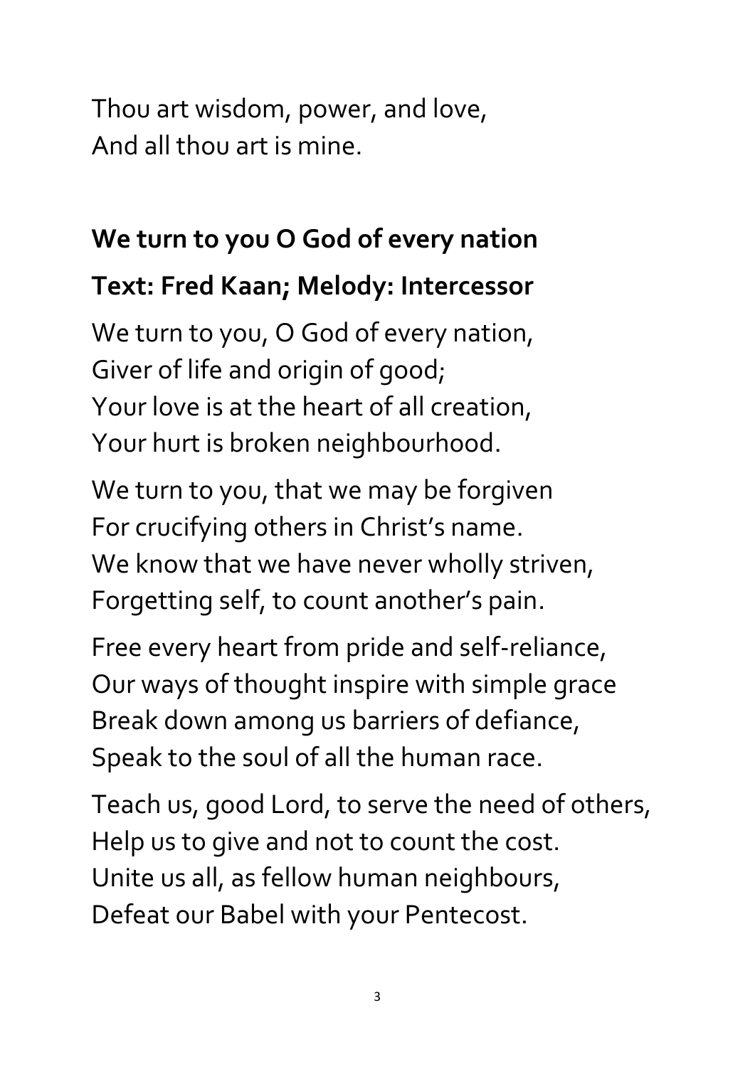Thou art wisdom, power, and love,
And all thou art is mine.

**We turn to you O God of every nation**

**Text: Fred Kaan; Melody: Intercessor**

We turn to you, O God of every nation,
Giver of life and origin of good;
Your love is at the heart of all creation,
Your hurt is broken neighbourhood.

We turn to you, that we may be forgiven
For crucifying others in Christ's name.
We know that we have never wholly striven,
Forgetting self, to count another's pain.

Free every heart from pride and self-reliance,
Our ways of thought inspire with simple grace
Break down among us barriers of defiance,
Speak to the soul of all the human race.

Teach us, good Lord, to serve the need of others,
Help us to give and not to count the cost.
Unite us all, as fellow human neighbours,
Defeat our Babel with your Pentecost.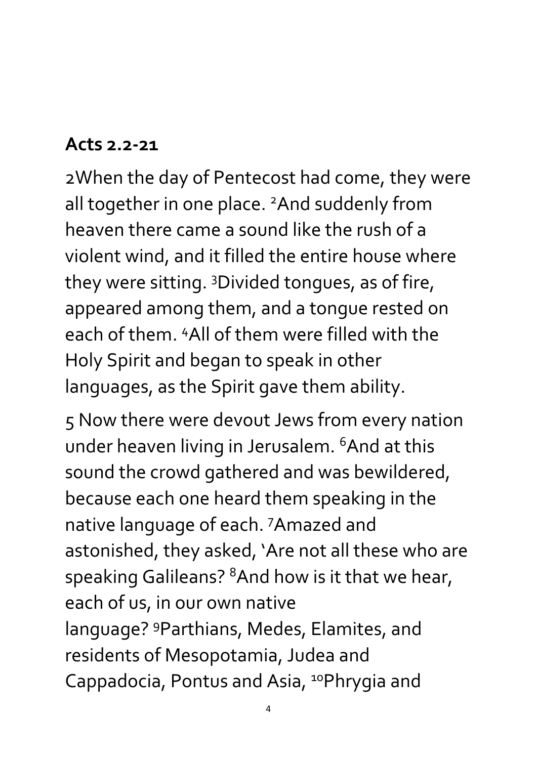**Acts 2.2-21**

2When the day of Pentecost had come, they were all together in one place. [2]And suddenly from heaven there came a sound like the rush of a violent wind, and it filled the entire house where they were sitting. [3]Divided tongues, as of fire, appeared among them, and a tongue rested on each of them. [4]All of them were filled with the Holy Spirit and began to speak in other languages, as the Spirit gave them ability.

5 Now there were devout Jews from every nation under heaven living in Jerusalem. [6]And at this sound the crowd gathered and was bewildered, because each one heard them speaking in the native language of each. [7]Amazed and astonished, they asked, 'Are not all these who are speaking Galileans? [8]And how is it that we hear, each of us, in our own native language? [9]Parthians, Medes, Elamites, and residents of Mesopotamia, Judea and Cappadocia, Pontus and Asia, [10]Phrygia and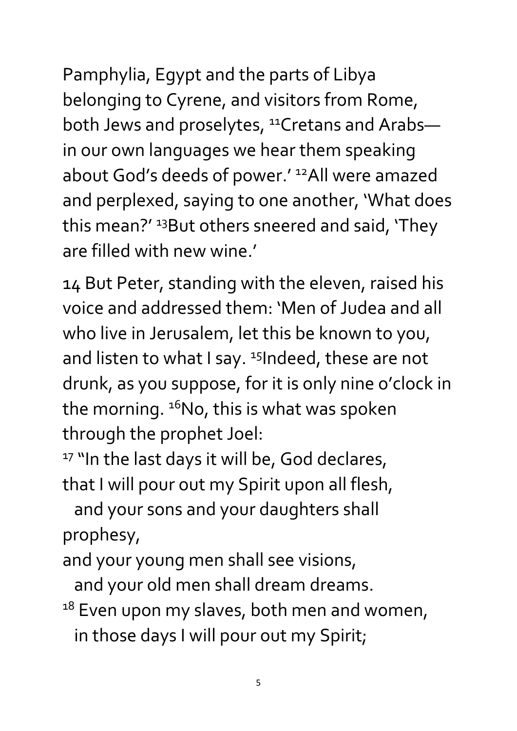Pamphylia, Egypt and the parts of Libya belonging to Cyrene, and visitors from Rome, both Jews and proselytes, [11]Cretans and Arabs—in our own languages we hear them speaking about God's deeds of power.' [12]All were amazed and perplexed, saying to one another, 'What does this mean?' [13]But others sneered and said, 'They are filled with new wine.'

14 But Peter, standing with the eleven, raised his voice and addressed them: 'Men of Judea and all who live in Jerusalem, let this be known to you, and listen to what I say. [15]Indeed, these are not drunk, as you suppose, for it is only nine o'clock in the morning. [16]No, this is what was spoken through the prophet Joel:

[17] "In the last days it will be, God declares,
that I will pour out my Spirit upon all flesh,
  and your sons and your daughters shall prophesy,
and your young men shall see visions,
  and your old men shall dream dreams.
[18] Even upon my slaves, both men and women,
  in those days I will pour out my Spirit;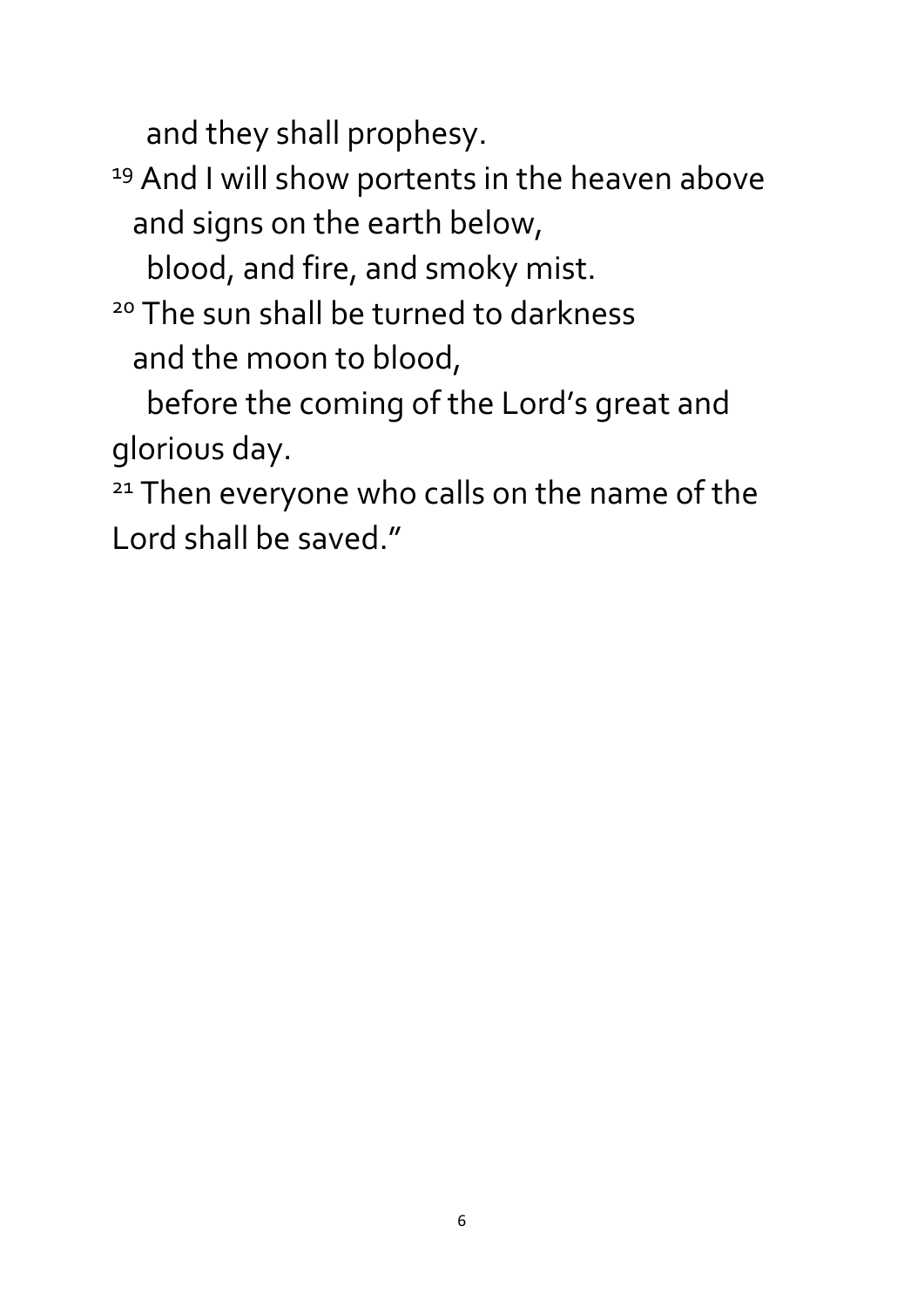and they shall prophesy.

[19] And I will show portents in the heaven above
and signs on the earth below,
blood, and fire, and smoky mist.

[20] The sun shall be turned to darkness
and the moon to blood,
before the coming of the Lord's great and glorious day.

[21] Then everyone who calls on the name of the Lord shall be saved."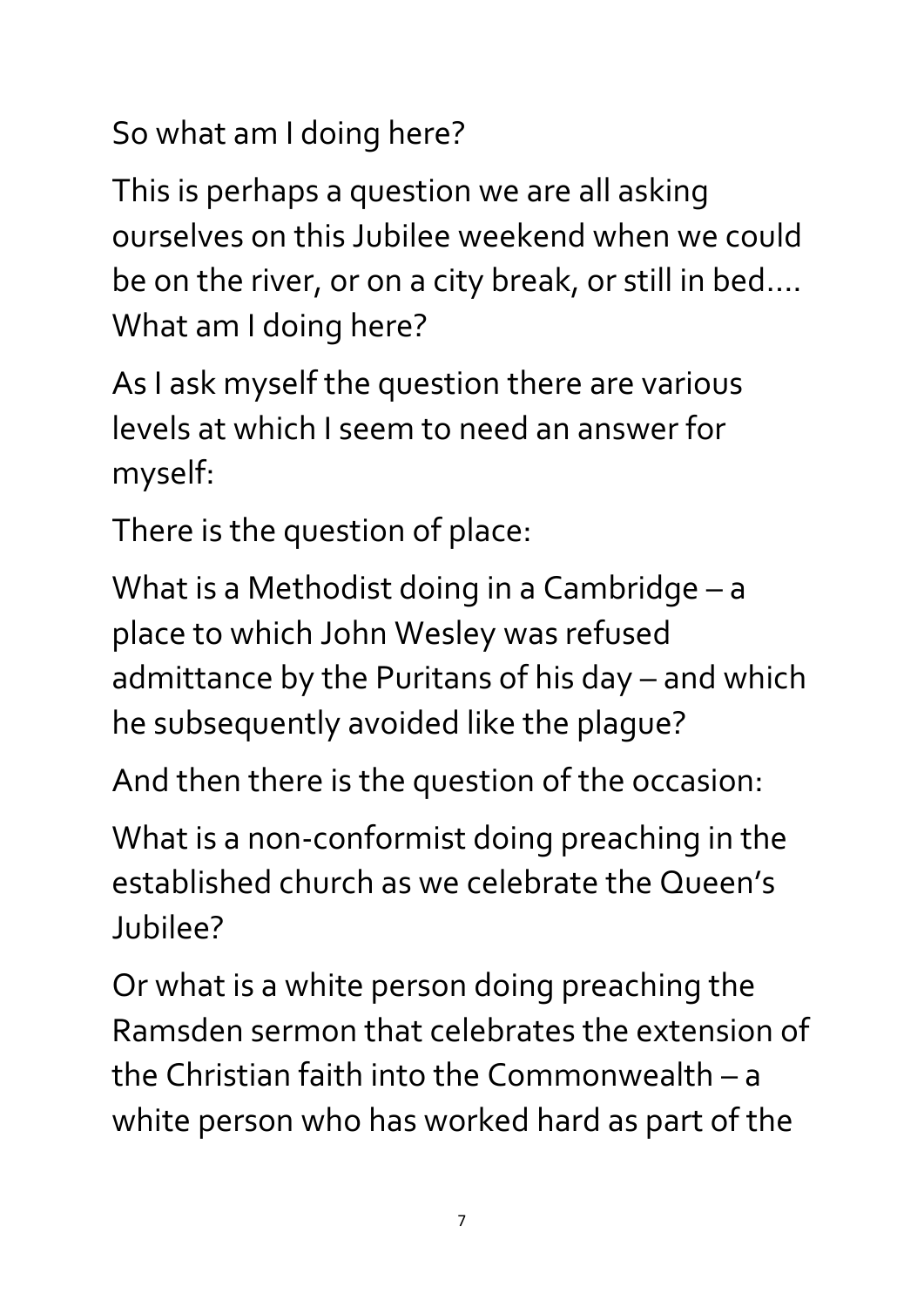So what am I doing here?

This is perhaps a question we are all asking ourselves on this Jubilee weekend when we could be on the river, or on a city break, or still in bed.... What am I doing here?

As I ask myself the question there are various levels at which I seem to need an answer for myself:

There is the question of place:

What is a Methodist doing in a Cambridge – a place to which John Wesley was refused admittance by the Puritans of his day – and which he subsequently avoided like the plague?

And then there is the question of the occasion:

What is a non-conformist doing preaching in the established church as we celebrate the Queen's Jubilee?

Or what is a white person doing preaching the Ramsden sermon that celebrates the extension of the Christian faith into the Commonwealth – a white person who has worked hard as part of the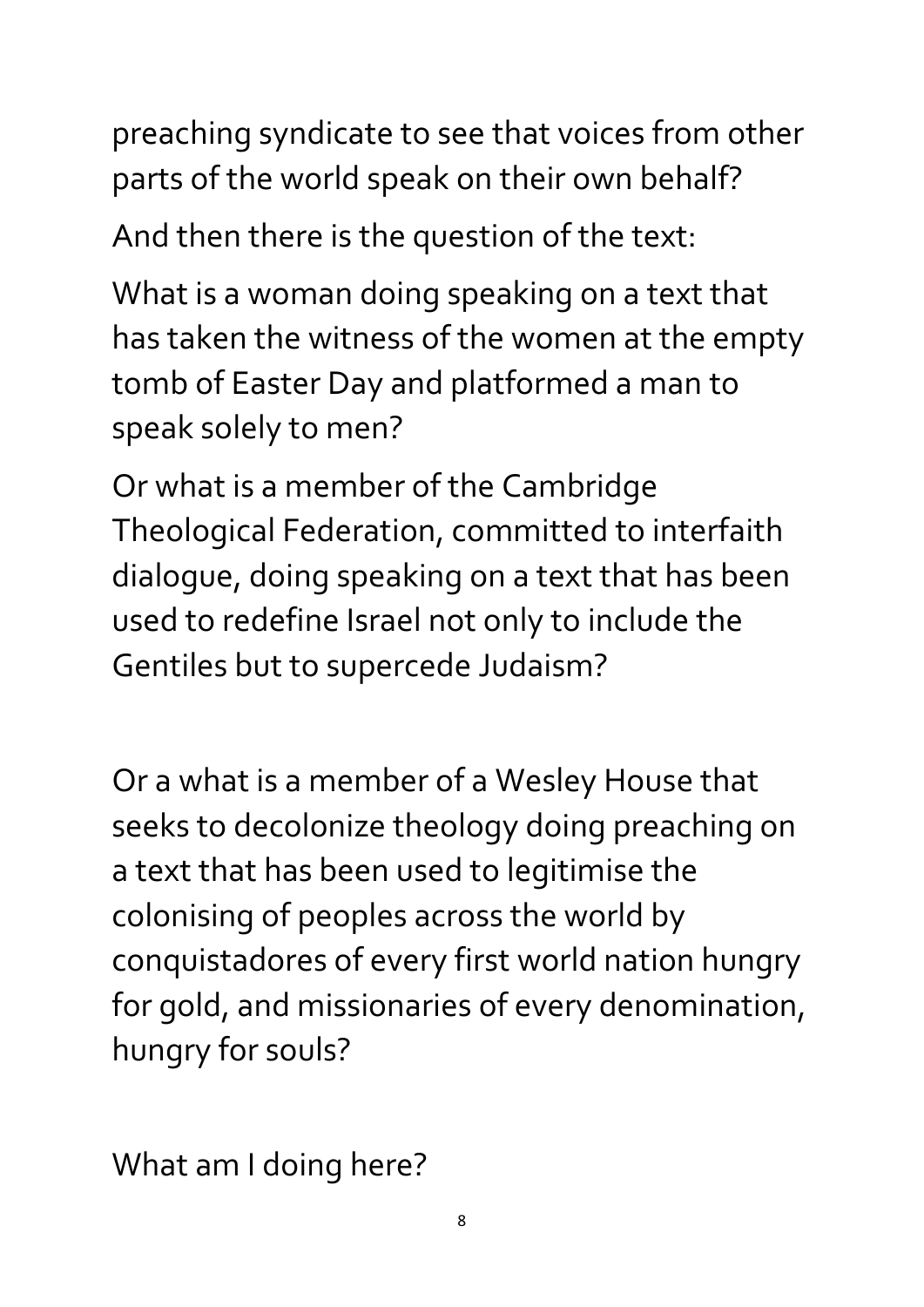preaching syndicate to see that voices from other parts of the world speak on their own behalf?

And then there is the question of the text:

What is a woman doing speaking on a text that has taken the witness of the women at the empty tomb of Easter Day and platformed a man to speak solely to men?

Or what is a member of the Cambridge Theological Federation, committed to interfaith dialogue, doing speaking on a text that has been used to redefine Israel not only to include the Gentiles but to supercede Judaism?

Or a what is a member of a Wesley House that seeks to decolonize theology doing preaching on a text that has been used to legitimise the colonising of peoples across the world by conquistadores of every first world nation hungry for gold, and missionaries of every denomination, hungry for souls?

What am I doing here?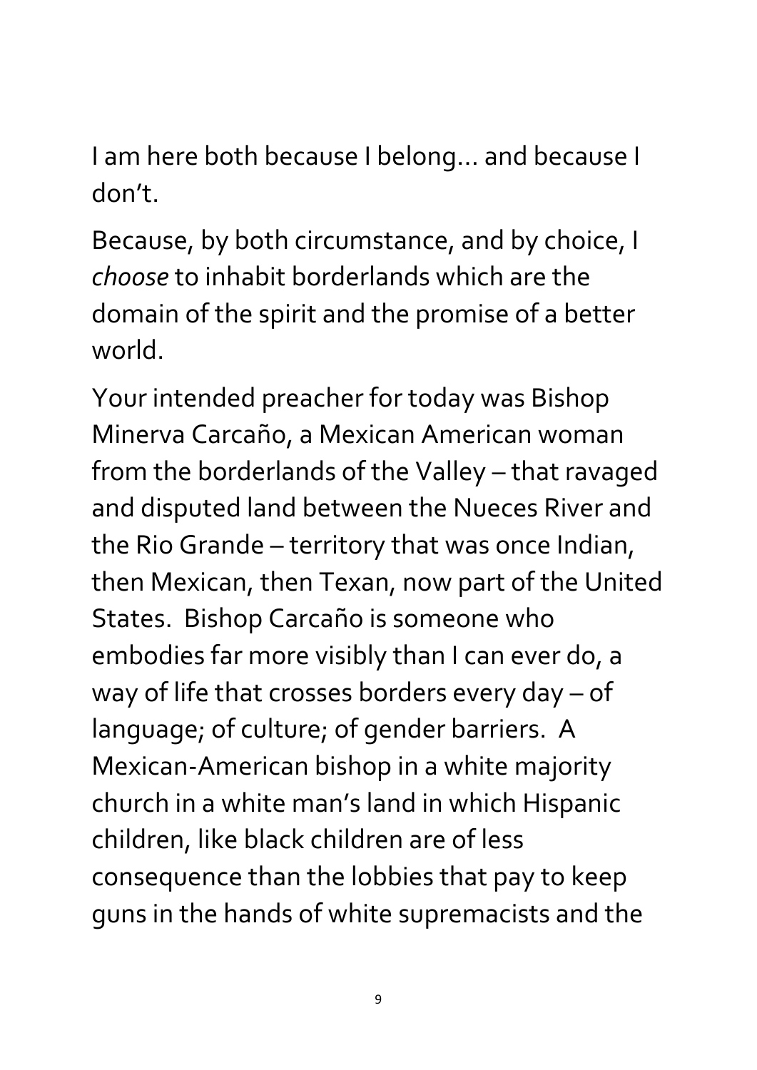I am here both because I belong… and because I don't.

Because, by both circumstance, and by choice, I *choose* to inhabit borderlands which are the domain of the spirit and the promise of a better world.

Your intended preacher for today was Bishop Minerva Carcaño, a Mexican American woman from the borderlands of the Valley – that ravaged and disputed land between the Nueces River and the Rio Grande – territory that was once Indian, then Mexican, then Texan, now part of the United States. Bishop Carcaño is someone who embodies far more visibly than I can ever do, a way of life that crosses borders every day – of language; of culture; of gender barriers. A Mexican-American bishop in a white majority church in a white man's land in which Hispanic children, like black children are of less consequence than the lobbies that pay to keep guns in the hands of white supremacists and the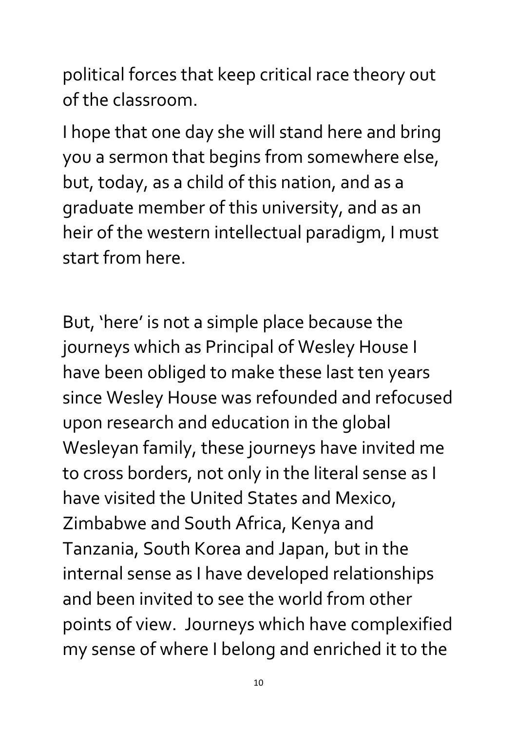political forces that keep critical race theory out of the classroom.

I hope that one day she will stand here and bring you a sermon that begins from somewhere else, but, today, as a child of this nation, and as a graduate member of this university, and as an heir of the western intellectual paradigm, I must start from here.

But, 'here' is not a simple place because the journeys which as Principal of Wesley House I have been obliged to make these last ten years since Wesley House was refounded and refocused upon research and education in the global Wesleyan family, these journeys have invited me to cross borders, not only in the literal sense as I have visited the United States and Mexico, Zimbabwe and South Africa, Kenya and Tanzania, South Korea and Japan, but in the internal sense as I have developed relationships and been invited to see the world from other points of view. Journeys which have complexified my sense of where I belong and enriched it to the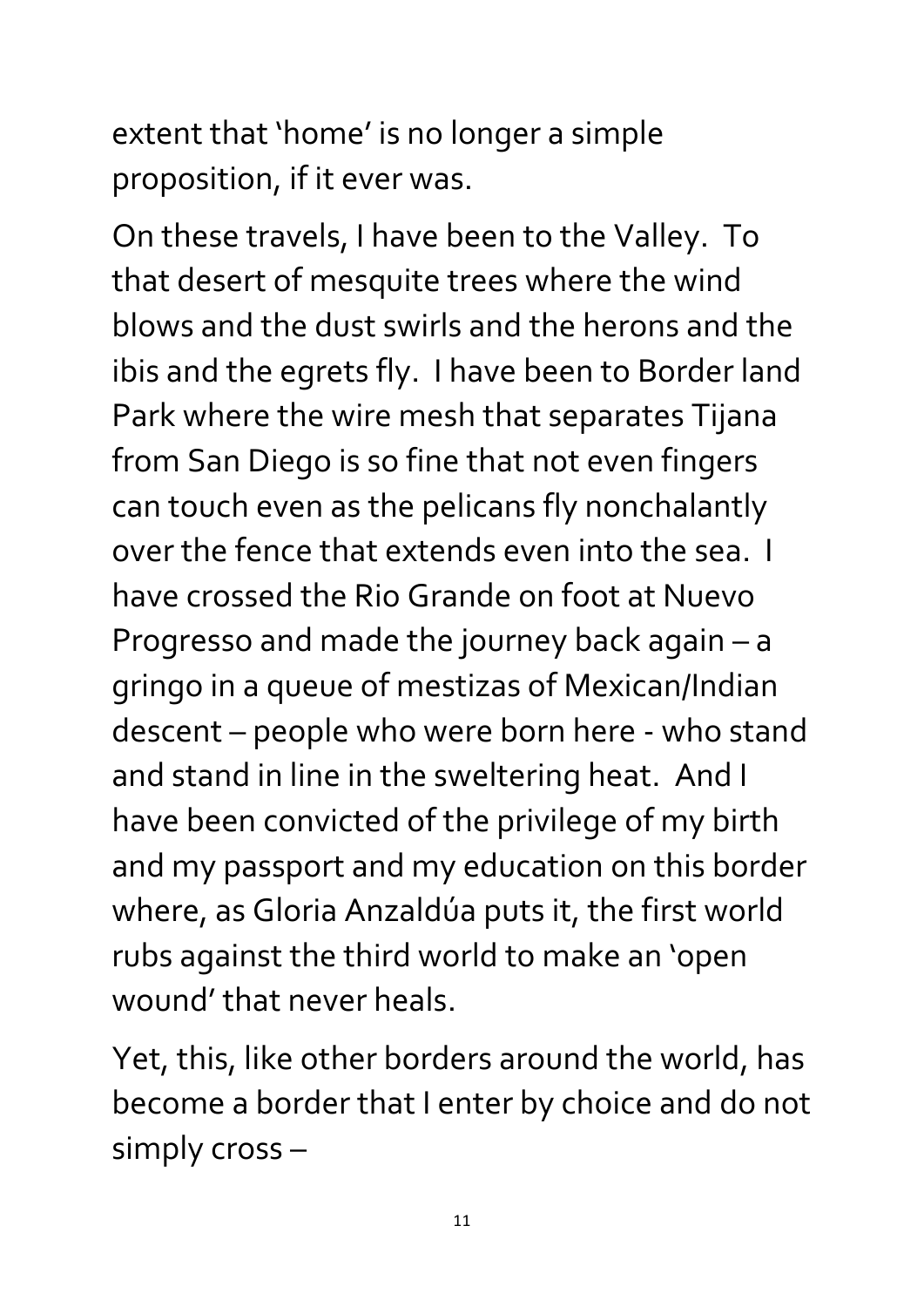extent that 'home' is no longer a simple proposition, if it ever was.

On these travels, I have been to the Valley. To that desert of mesquite trees where the wind blows and the dust swirls and the herons and the ibis and the egrets fly. I have been to Border land Park where the wire mesh that separates Tijana from San Diego is so fine that not even fingers can touch even as the pelicans fly nonchalantly over the fence that extends even into the sea. I have crossed the Rio Grande on foot at Nuevo Progresso and made the journey back again – a gringo in a queue of mestizas of Mexican/Indian descent – people who were born here - who stand and stand in line in the sweltering heat. And I have been convicted of the privilege of my birth and my passport and my education on this border where, as Gloria Anzaldúa puts it, the first world rubs against the third world to make an 'open wound' that never heals.

Yet, this, like other borders around the world, has become a border that I enter by choice and do not simply cross –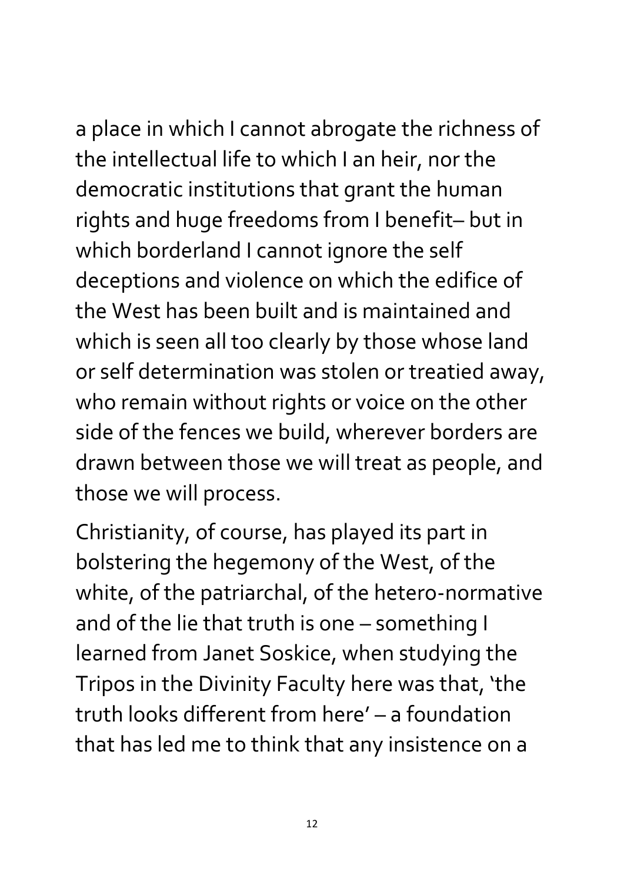a place in which I cannot abrogate the richness of the intellectual life to which I an heir, nor the democratic institutions that grant the human rights and huge freedoms from I benefit– but in which borderland I cannot ignore the self deceptions and violence on which the edifice of the West has been built and is maintained and which is seen all too clearly by those whose land or self determination was stolen or treatied away, who remain without rights or voice on the other side of the fences we build, wherever borders are drawn between those we will treat as people, and those we will process.

Christianity, of course, has played its part in bolstering the hegemony of the West, of the white, of the patriarchal, of the hetero-normative and of the lie that truth is one – something I learned from Janet Soskice, when studying the Tripos in the Divinity Faculty here was that, 'the truth looks different from here' – a foundation that has led me to think that any insistence on a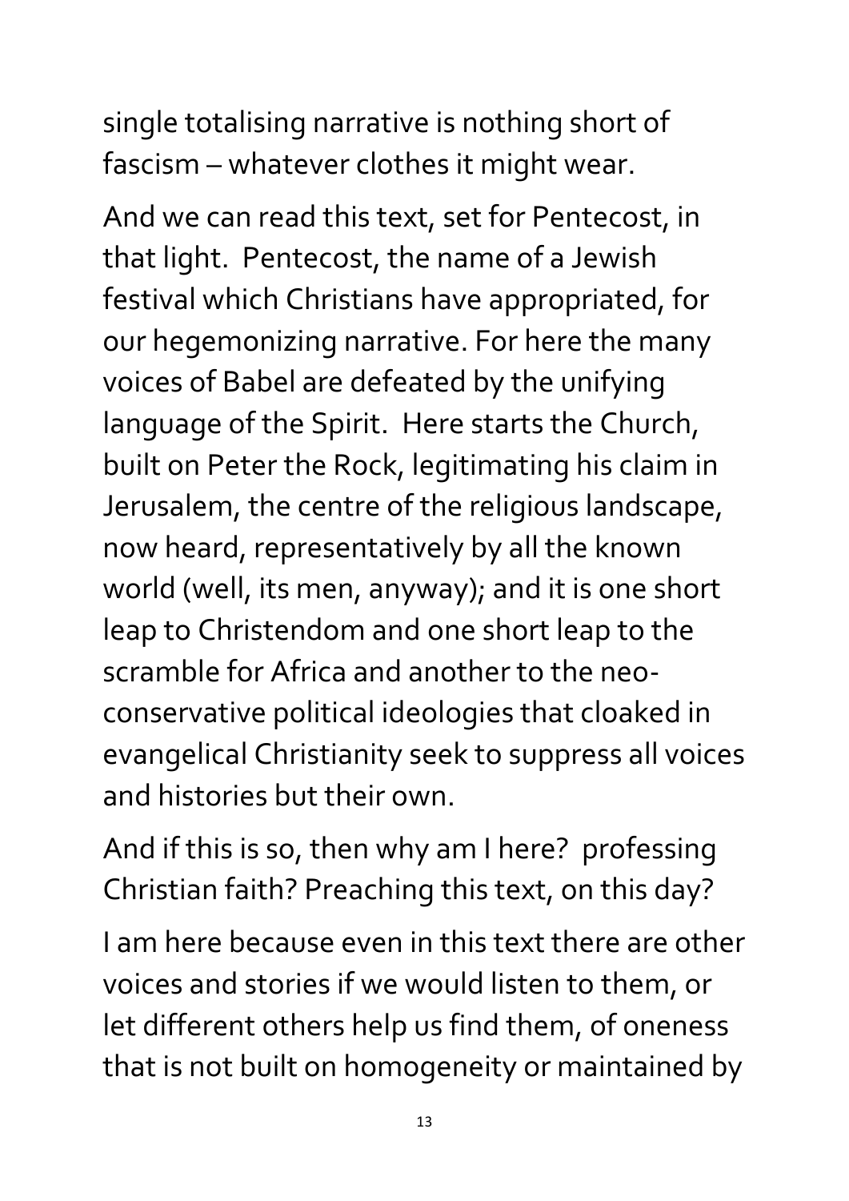single totalising narrative is nothing short of fascism – whatever clothes it might wear.

And we can read this text, set for Pentecost, in that light. Pentecost, the name of a Jewish festival which Christians have appropriated, for our hegemonizing narrative. For here the many voices of Babel are defeated by the unifying language of the Spirit. Here starts the Church, built on Peter the Rock, legitimating his claim in Jerusalem, the centre of the religious landscape, now heard, representatively by all the known world (well, its men, anyway); and it is one short leap to Christendom and one short leap to the scramble for Africa and another to the neo-conservative political ideologies that cloaked in evangelical Christianity seek to suppress all voices and histories but their own.

And if this is so, then why am I here? professing Christian faith? Preaching this text, on this day?

I am here because even in this text there are other voices and stories if we would listen to them, or let different others help us find them, of oneness that is not built on homogeneity or maintained by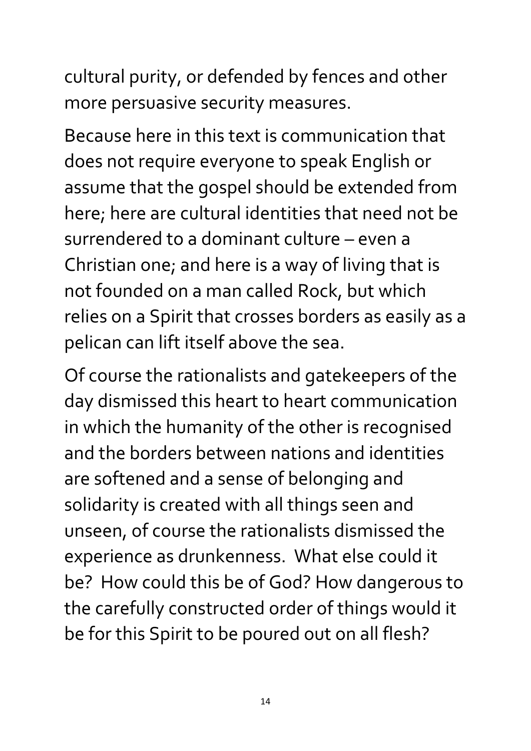cultural purity, or defended by fences and other more persuasive security measures.

Because here in this text is communication that does not require everyone to speak English or assume that the gospel should be extended from here; here are cultural identities that need not be surrendered to a dominant culture – even a Christian one; and here is a way of living that is not founded on a man called Rock, but which relies on a Spirit that crosses borders as easily as a pelican can lift itself above the sea.

Of course the rationalists and gatekeepers of the day dismissed this heart to heart communication in which the humanity of the other is recognised and the borders between nations and identities are softened and a sense of belonging and solidarity is created with all things seen and unseen, of course the rationalists dismissed the experience as drunkenness. What else could it be? How could this be of God? How dangerous to the carefully constructed order of things would it be for this Spirit to be poured out on all flesh?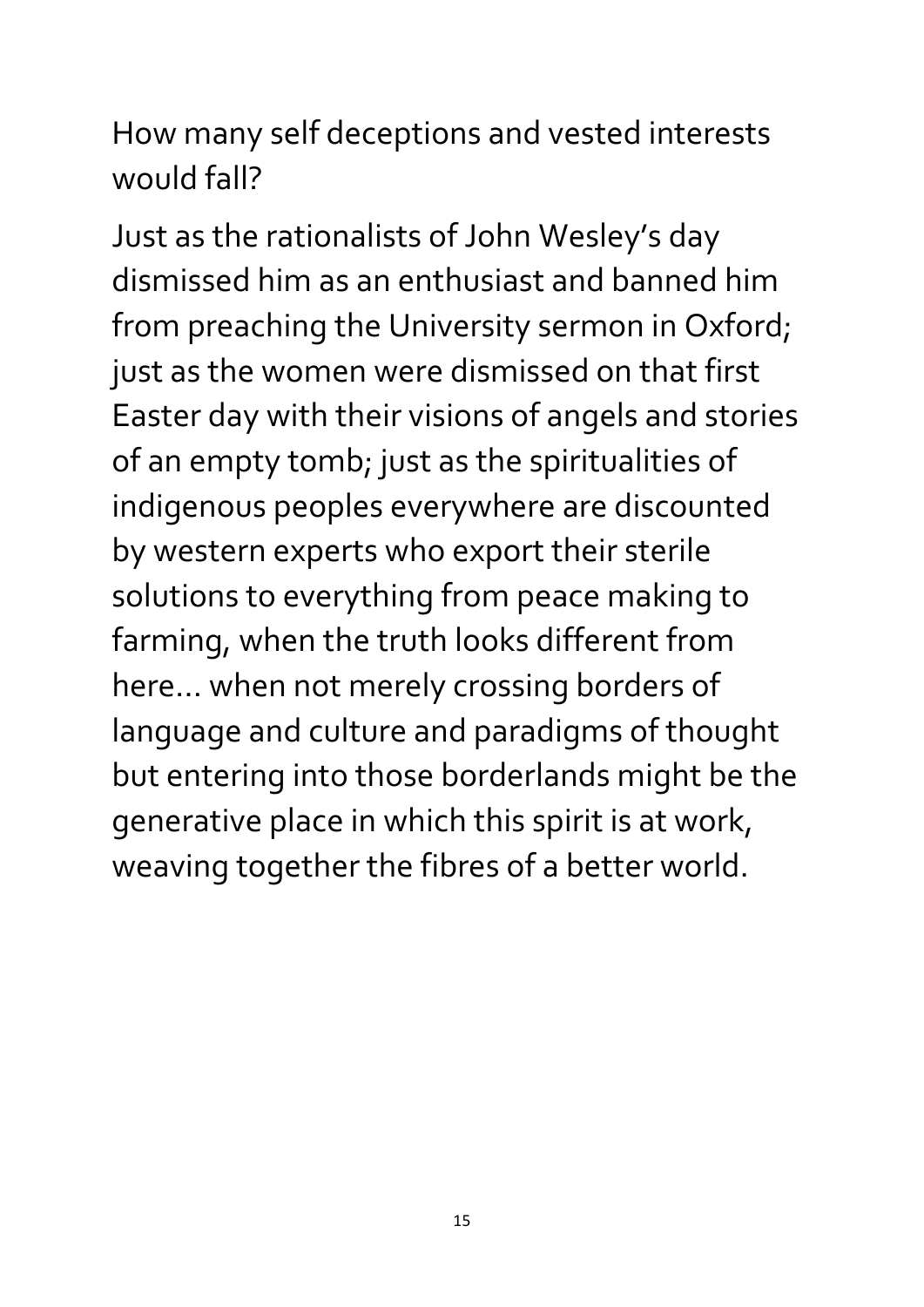How many self deceptions and vested interests would fall?

Just as the rationalists of John Wesley's day dismissed him as an enthusiast and banned him from preaching the University sermon in Oxford; just as the women were dismissed on that first Easter day with their visions of angels and stories of an empty tomb; just as the spiritualities of indigenous peoples everywhere are discounted by western experts who export their sterile solutions to everything from peace making to farming, when the truth looks different from here… when not merely crossing borders of language and culture and paradigms of thought but entering into those borderlands might be the generative place in which this spirit is at work, weaving together the fibres of a better world.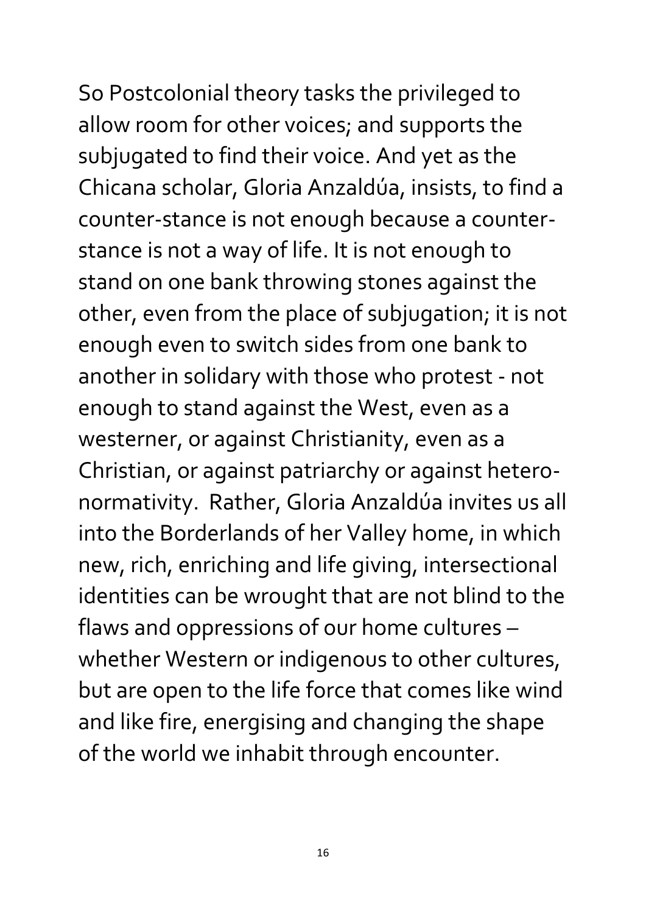So Postcolonial theory tasks the privileged to allow room for other voices; and supports the subjugated to find their voice. And yet as the Chicana scholar, Gloria Anzaldúa, insists, to find a counter-stance is not enough because a counter-stance is not a way of life. It is not enough to stand on one bank throwing stones against the other, even from the place of subjugation; it is not enough even to switch sides from one bank to another in solidary with those who protest - not enough to stand against the West, even as a westerner, or against Christianity, even as a Christian, or against patriarchy or against hetero-normativity. Rather, Gloria Anzaldúa invites us all into the Borderlands of her Valley home, in which new, rich, enriching and life giving, intersectional identities can be wrought that are not blind to the flaws and oppressions of our home cultures – whether Western or indigenous to other cultures, but are open to the life force that comes like wind and like fire, energising and changing the shape of the world we inhabit through encounter.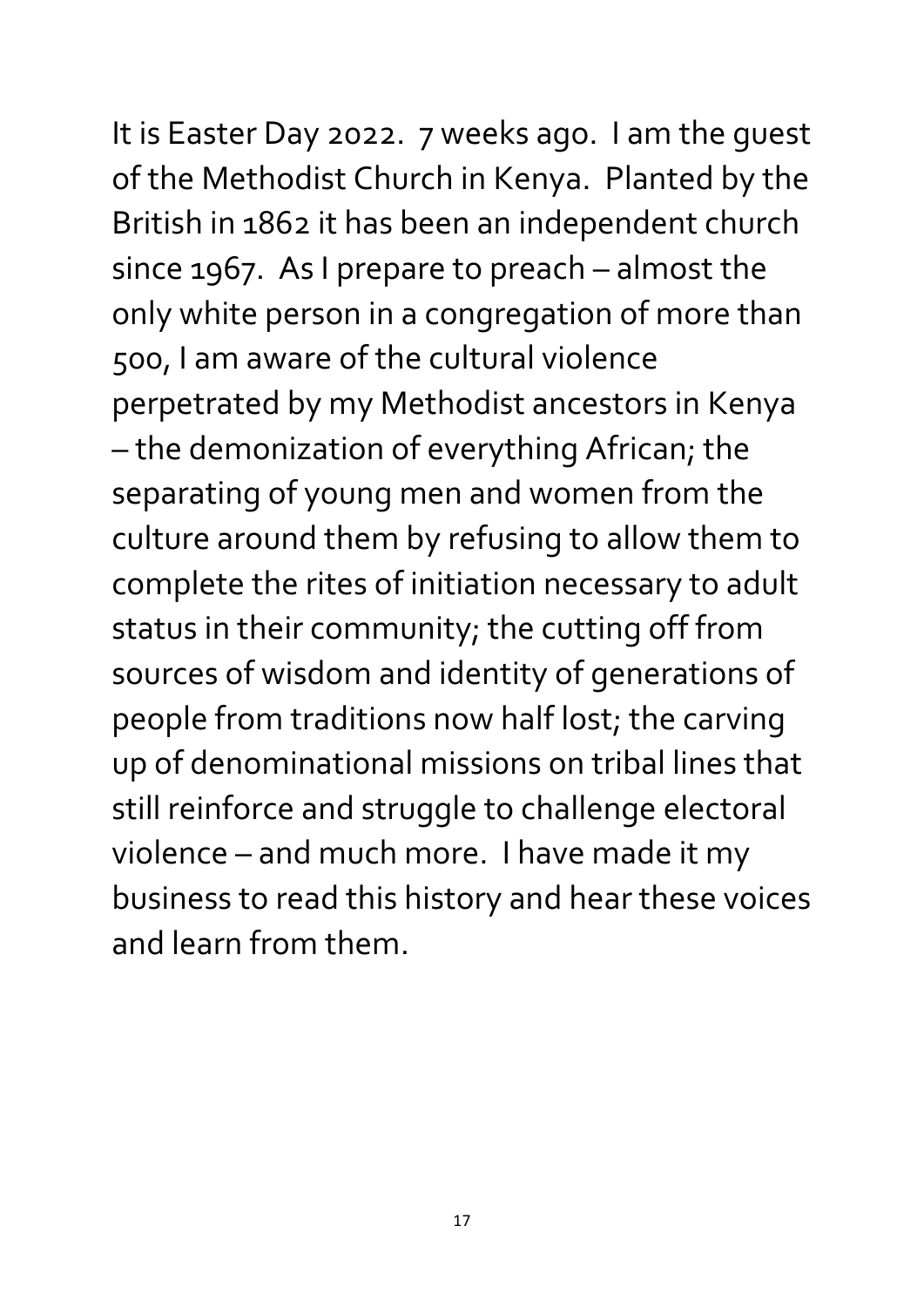It is Easter Day 2022. 7 weeks ago. I am the guest of the Methodist Church in Kenya. Planted by the British in 1862 it has been an independent church since 1967. As I prepare to preach – almost the only white person in a congregation of more than 500, I am aware of the cultural violence perpetrated by my Methodist ancestors in Kenya – the demonization of everything African; the separating of young men and women from the culture around them by refusing to allow them to complete the rites of initiation necessary to adult status in their community; the cutting off from sources of wisdom and identity of generations of people from traditions now half lost; the carving up of denominational missions on tribal lines that still reinforce and struggle to challenge electoral violence – and much more. I have made it my business to read this history and hear these voices and learn from them.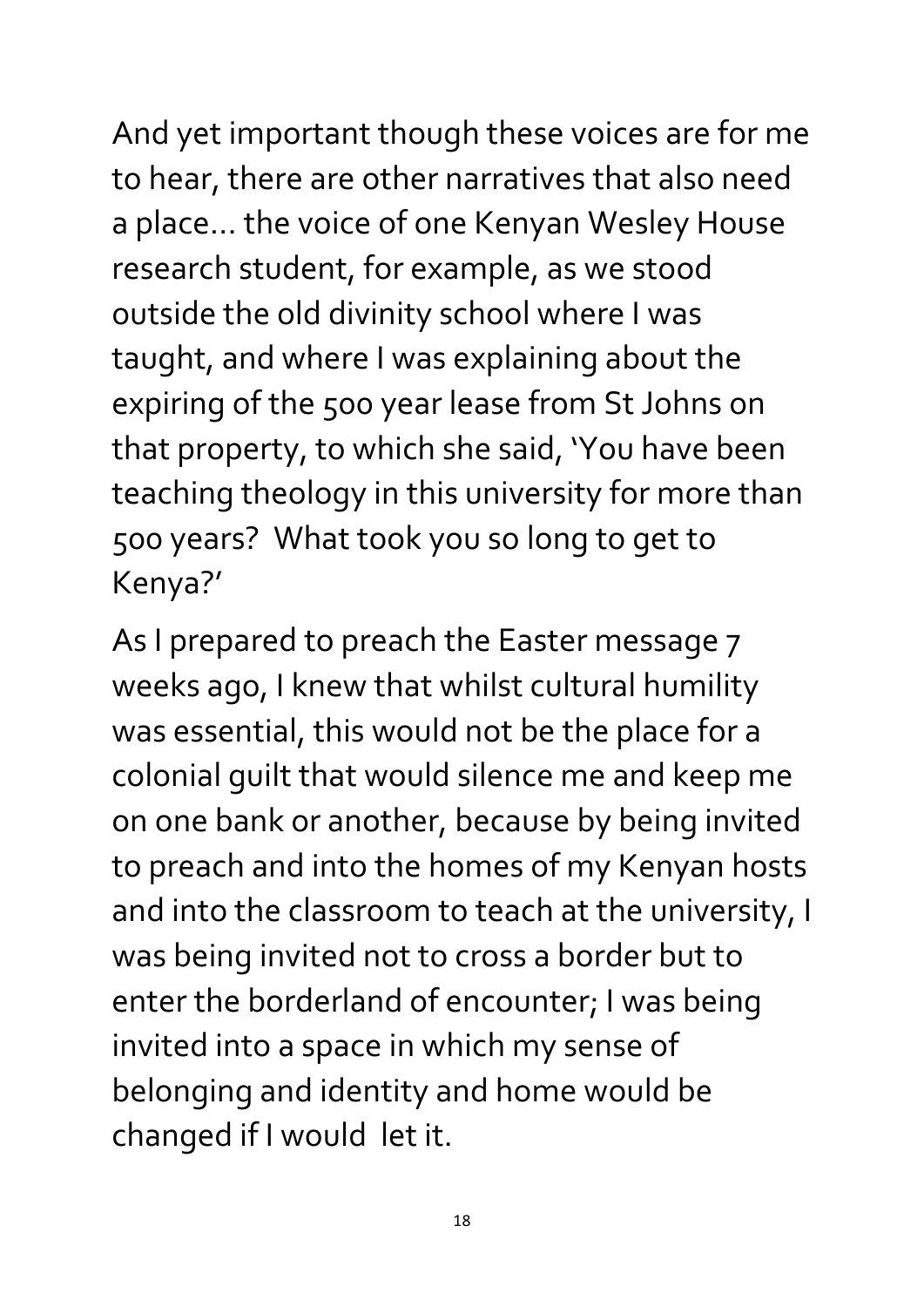And yet important though these voices are for me to hear, there are other narratives that also need a place… the voice of one Kenyan Wesley House research student, for example, as we stood outside the old divinity school where I was taught, and where I was explaining about the expiring of the 500 year lease from St Johns on that property, to which she said, 'You have been teaching theology in this university for more than 500 years? What took you so long to get to Kenya?'

As I prepared to preach the Easter message 7 weeks ago, I knew that whilst cultural humility was essential, this would not be the place for a colonial guilt that would silence me and keep me on one bank or another, because by being invited to preach and into the homes of my Kenyan hosts and into the classroom to teach at the university, I was being invited not to cross a border but to enter the borderland of encounter; I was being invited into a space in which my sense of belonging and identity and home would be changed if I would let it.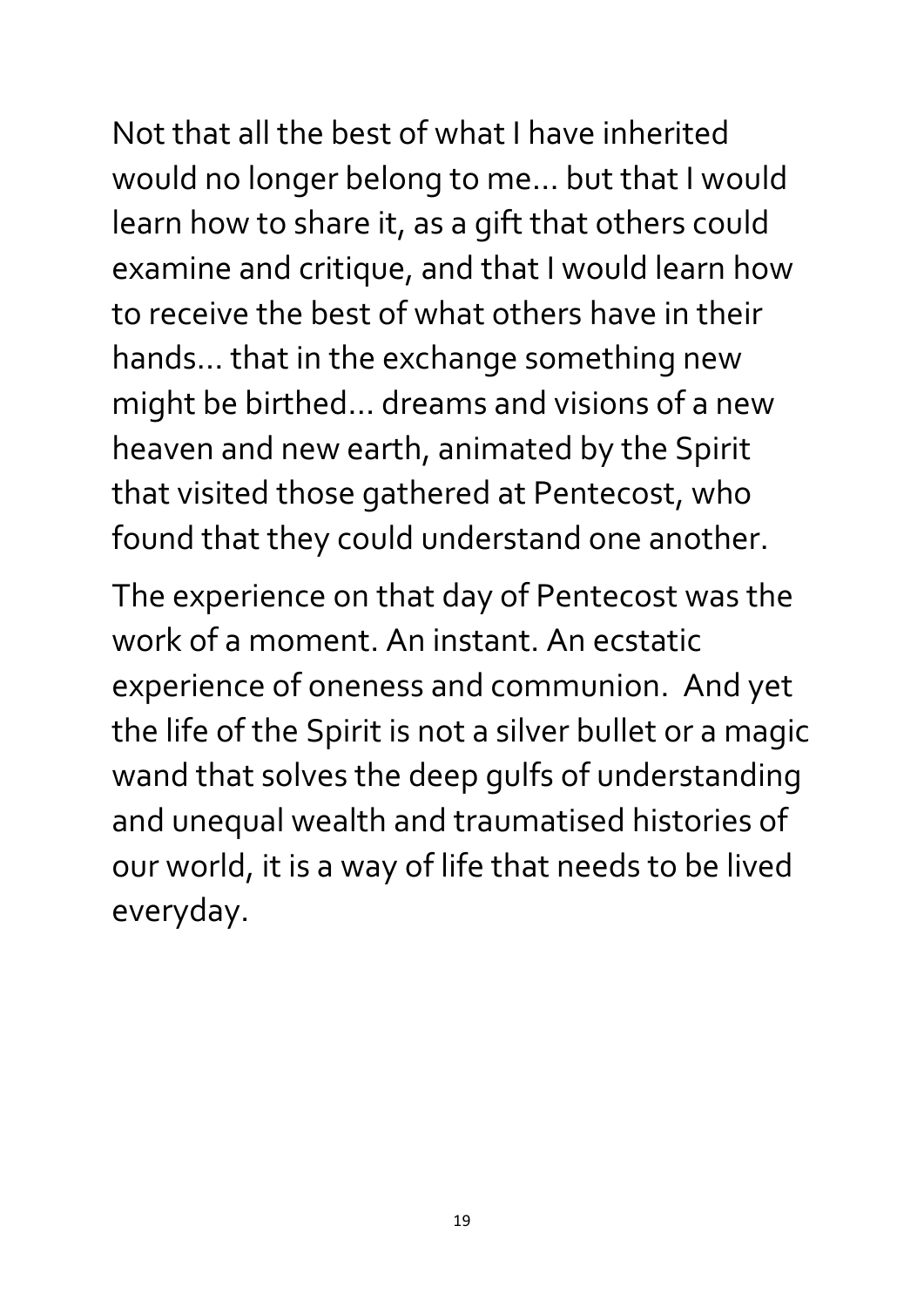Not that all the best of what I have inherited would no longer belong to me… but that I would learn how to share it, as a gift that others could examine and critique, and that I would learn how to receive the best of what others have in their hands… that in the exchange something new might be birthed… dreams and visions of a new heaven and new earth, animated by the Spirit that visited those gathered at Pentecost, who found that they could understand one another.

The experience on that day of Pentecost was the work of a moment. An instant. An ecstatic experience of oneness and communion. And yet the life of the Spirit is not a silver bullet or a magic wand that solves the deep gulfs of understanding and unequal wealth and traumatised histories of our world, it is a way of life that needs to be lived everyday.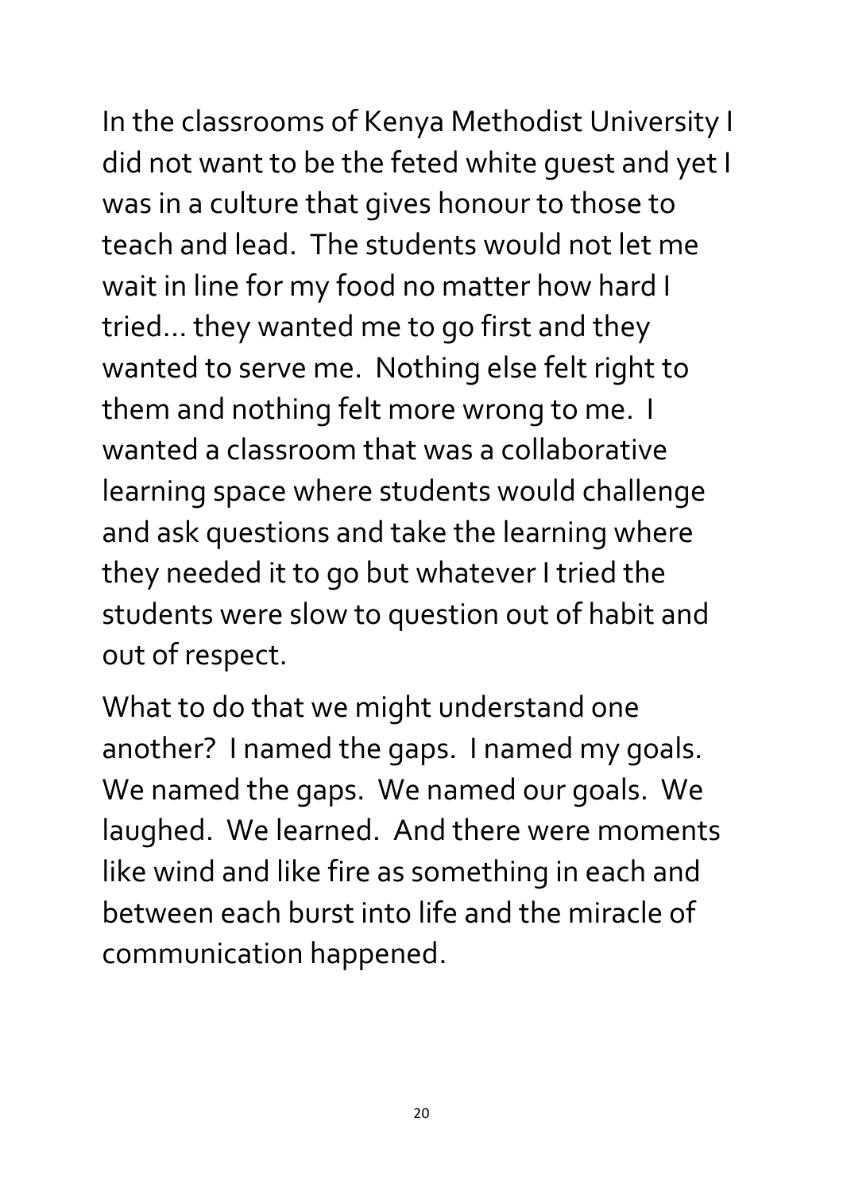In the classrooms of Kenya Methodist University I did not want to be the feted white guest and yet I was in a culture that gives honour to those to teach and lead.  The students would not let me wait in line for my food no matter how hard I tried… they wanted me to go first and they wanted to serve me.  Nothing else felt right to them and nothing felt more wrong to me.  I wanted a classroom that was a collaborative learning space where students would challenge and ask questions and take the learning where they needed it to go but whatever I tried the students were slow to question out of habit and out of respect.

What to do that we might understand one another?  I named the gaps.  I named my goals.  We named the gaps.  We named our goals.  We laughed.  We learned.  And there were moments like wind and like fire as something in each and between each burst into life and the miracle of communication happened.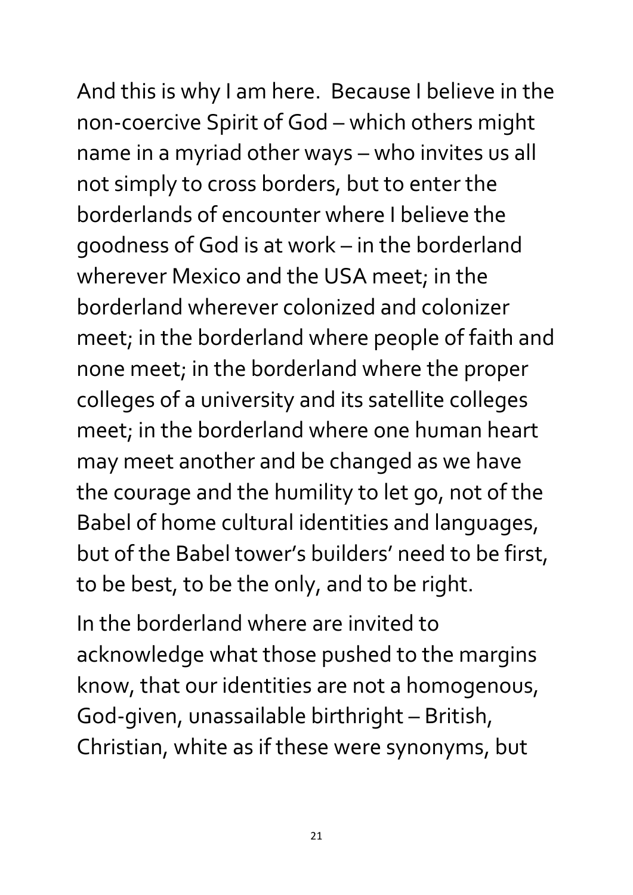And this is why I am here. Because I believe in the non-coercive Spirit of God – which others might name in a myriad other ways – who invites us all not simply to cross borders, but to enter the borderlands of encounter where I believe the goodness of God is at work – in the borderland wherever Mexico and the USA meet; in the borderland wherever colonized and colonizer meet; in the borderland where people of faith and none meet; in the borderland where the proper colleges of a university and its satellite colleges meet; in the borderland where one human heart may meet another and be changed as we have the courage and the humility to let go, not of the Babel of home cultural identities and languages, but of the Babel tower's builders' need to be first, to be best, to be the only, and to be right.

In the borderland where are invited to acknowledge what those pushed to the margins know, that our identities are not a homogenous, God-given, unassailable birthright – British, Christian, white as if these were synonyms, but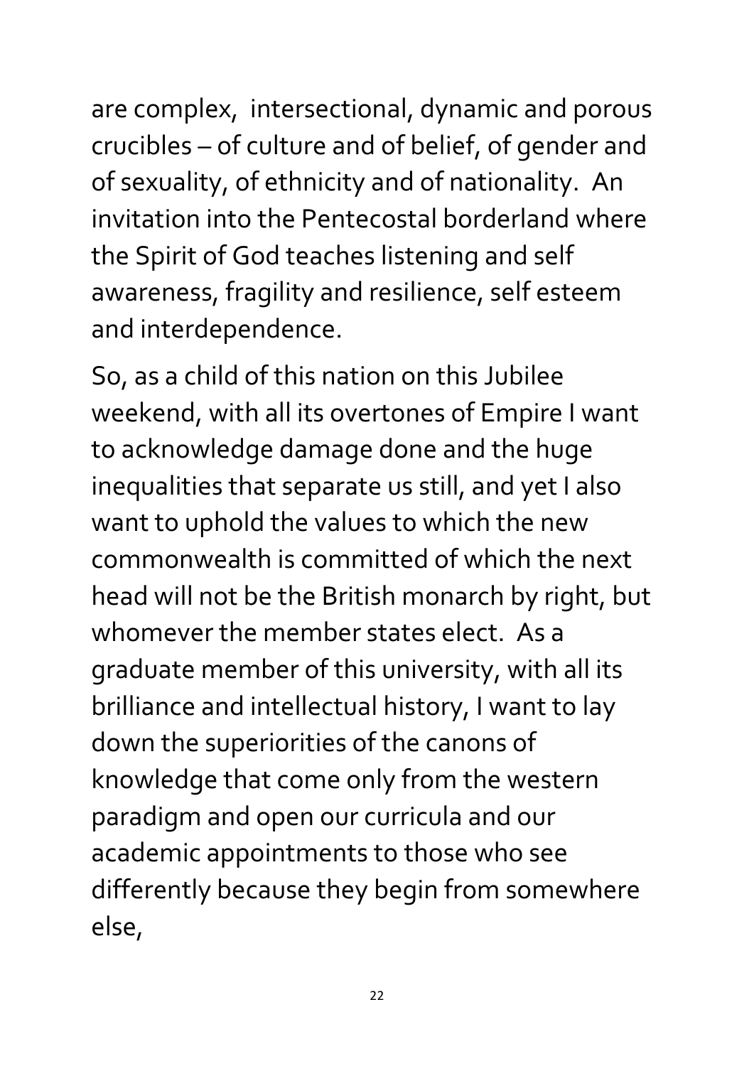are complex,  intersectional, dynamic and porous crucibles – of culture and of belief, of gender and of sexuality, of ethnicity and of nationality.  An invitation into the Pentecostal borderland where the Spirit of God teaches listening and self awareness, fragility and resilience, self esteem and interdependence.

So, as a child of this nation on this Jubilee weekend, with all its overtones of Empire I want to acknowledge damage done and the huge inequalities that separate us still, and yet I also want to uphold the values to which the new commonwealth is committed of which the next head will not be the British monarch by right, but whomever the member states elect.  As a graduate member of this university, with all its brilliance and intellectual history, I want to lay down the superiorities of the canons of knowledge that come only from the western paradigm and open our curricula and our academic appointments to those who see differently because they begin from somewhere else,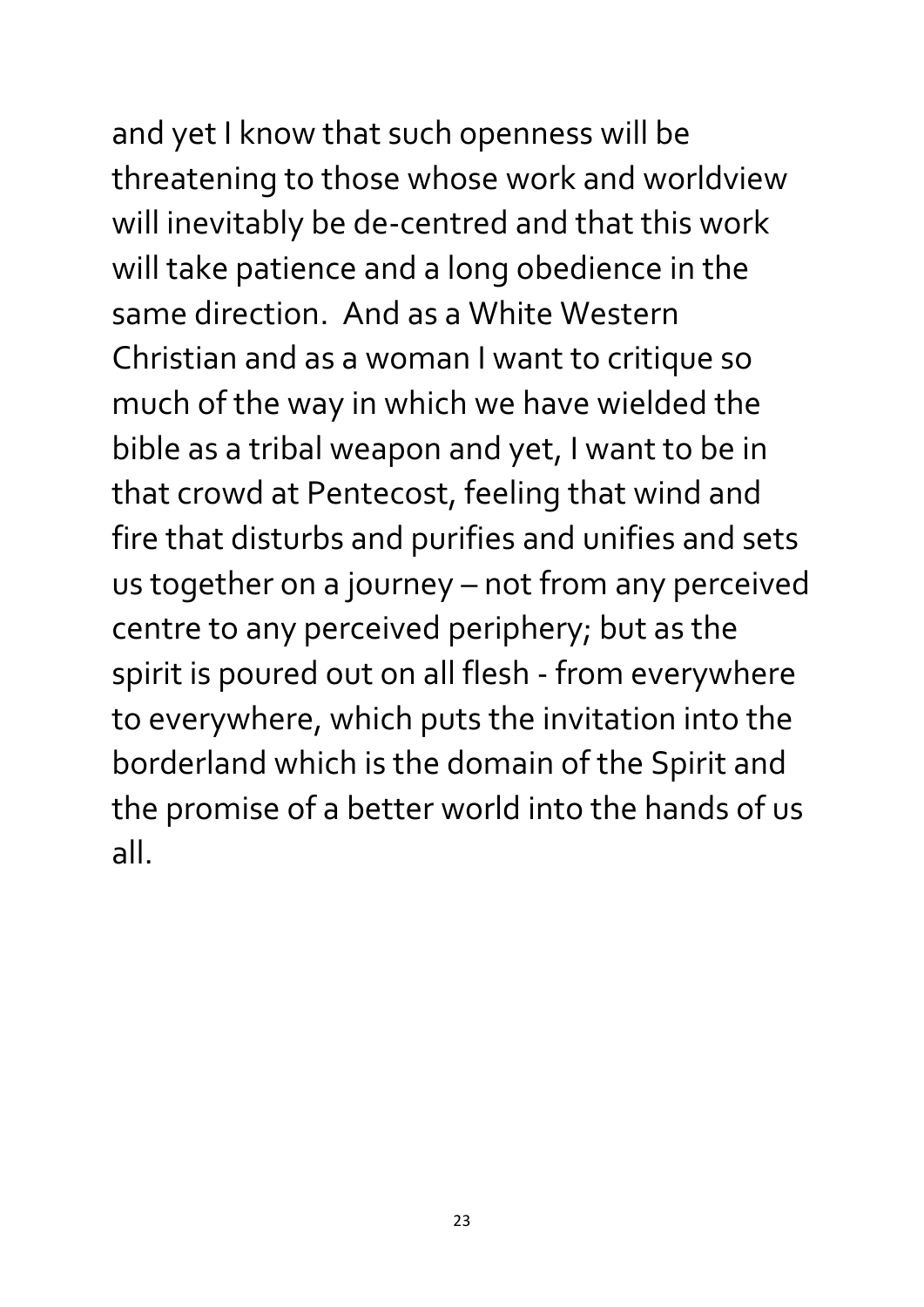and yet I know that such openness will be threatening to those whose work and worldview will inevitably be de-centred and that this work will take patience and a long obedience in the same direction.  And as a White Western Christian and as a woman I want to critique so much of the way in which we have wielded the bible as a tribal weapon and yet, I want to be in that crowd at Pentecost, feeling that wind and fire that disturbs and purifies and unifies and sets us together on a journey – not from any perceived centre to any perceived periphery; but as the spirit is poured out on all flesh - from everywhere to everywhere, which puts the invitation into the borderland which is the domain of the Spirit and the promise of a better world into the hands of us all.